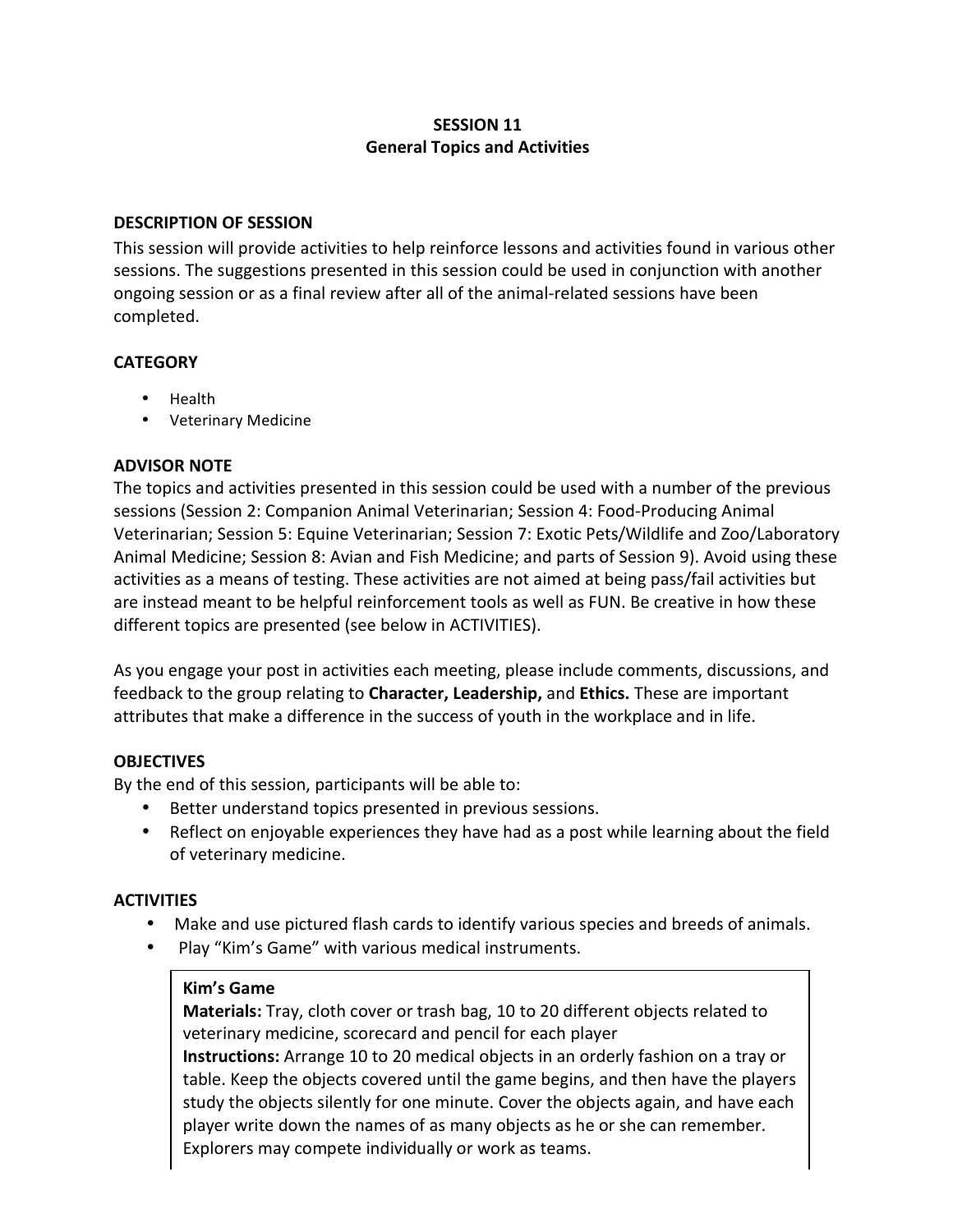# SESSION 11
## General Topics and Activities

### DESCRIPTION OF SESSION

This session will provide activities to help reinforce lessons and activities found in various other sessions. The suggestions presented in this session could be used in conjunction with another ongoing session or as a final review after all of the animal-related sessions have been completed.

### CATEGORY

- Health
- Veterinary Medicine

### ADVISOR NOTE

The topics and activities presented in this session could be used with a number of the previous sessions (Session 2: Companion Animal Veterinarian; Session 4: Food-Producing Animal Veterinarian; Session 5: Equine Veterinarian; Session 7: Exotic Pets/Wildlife and Zoo/Laboratory Animal Medicine; Session 8: Avian and Fish Medicine; and parts of Session 9). Avoid using these activities as a means of testing. These activities are not aimed at being pass/fail activities but are instead meant to be helpful reinforcement tools as well as FUN. Be creative in how these different topics are presented (see below in ACTIVITIES).

As you engage your post in activities each meeting, please include comments, discussions, and feedback to the group relating to **Character, Leadership,** and **Ethics.** These are important attributes that make a difference in the success of youth in the workplace and in life.

### OBJECTIVES

By the end of this session, participants will be able to:

- Better understand topics presented in previous sessions.
- Reflect on enjoyable experiences they have had as a post while learning about the field of veterinary medicine.

### ACTIVITIES

- Make and use pictured flash cards to identify various species and breeds of animals.
- Play "Kim's Game" with various medical instruments.

**Kim's Game**
**Materials:** Tray, cloth cover or trash bag, 10 to 20 different objects related to veterinary medicine, scorecard and pencil for each player
**Instructions:** Arrange 10 to 20 medical objects in an orderly fashion on a tray or table. Keep the objects covered until the game begins, and then have the players study the objects silently for one minute. Cover the objects again, and have each player write down the names of as many objects as he or she can remember. Explorers may compete individually or work as teams.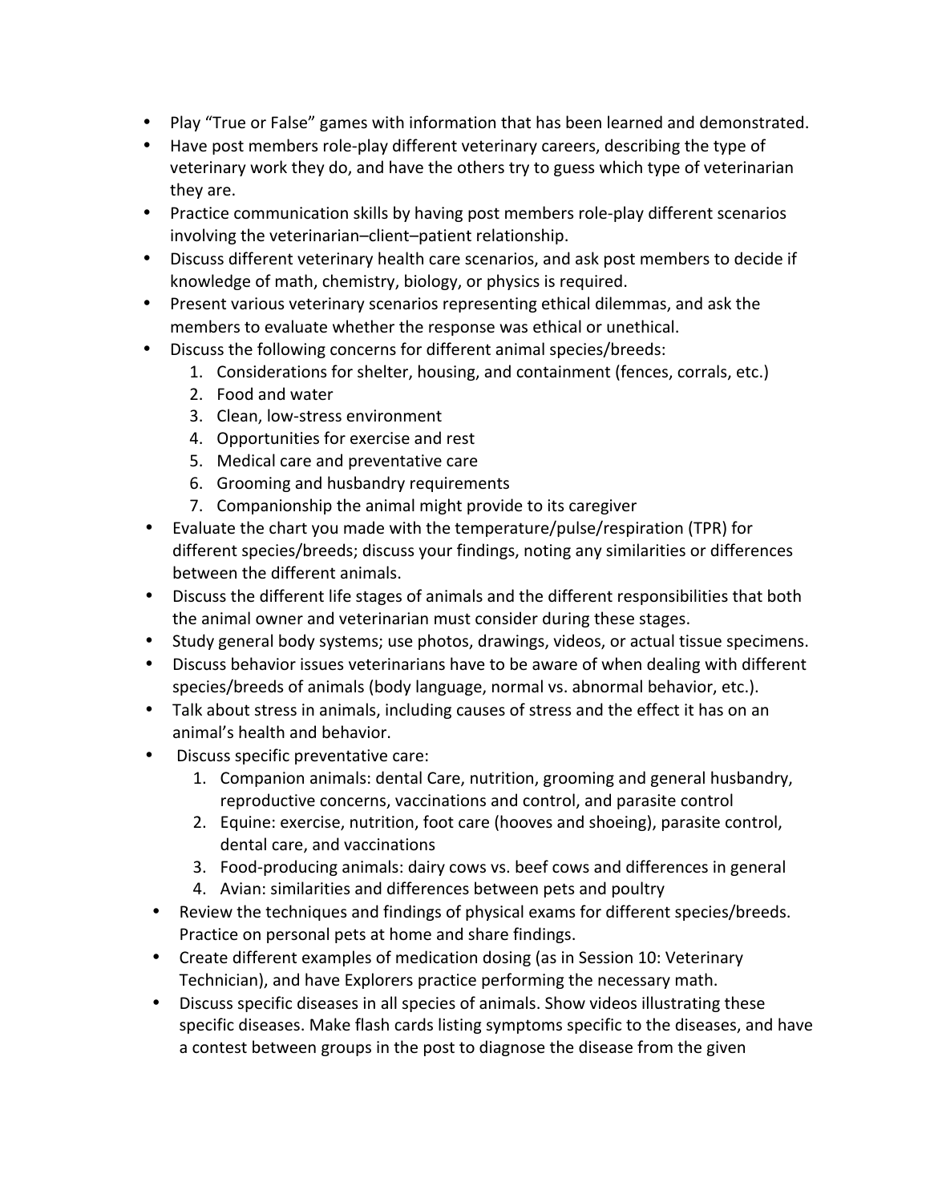- Play "True or False" games with information that has been learned and demonstrated.
- Have post members role-play different veterinary careers, describing the type of veterinary work they do, and have the others try to guess which type of veterinarian they are.
- Practice communication skills by having post members role-play different scenarios involving the veterinarian–client–patient relationship.
- Discuss different veterinary health care scenarios, and ask post members to decide if knowledge of math, chemistry, biology, or physics is required.
- Present various veterinary scenarios representing ethical dilemmas, and ask the members to evaluate whether the response was ethical or unethical.
- Discuss the following concerns for different animal species/breeds:
    1. Considerations for shelter, housing, and containment (fences, corrals, etc.)
    2. Food and water
    3. Clean, low-stress environment
    4. Opportunities for exercise and rest
    5. Medical care and preventative care
    6. Grooming and husbandry requirements
    7. Companionship the animal might provide to its caregiver
- Evaluate the chart you made with the temperature/pulse/respiration (TPR) for different species/breeds; discuss your findings, noting any similarities or differences between the different animals.
- Discuss the different life stages of animals and the different responsibilities that both the animal owner and veterinarian must consider during these stages.
- Study general body systems; use photos, drawings, videos, or actual tissue specimens.
- Discuss behavior issues veterinarians have to be aware of when dealing with different species/breeds of animals (body language, normal vs. abnormal behavior, etc.).
- Talk about stress in animals, including causes of stress and the effect it has on an animal's health and behavior.
- Discuss specific preventative care:
    1. Companion animals: dental Care, nutrition, grooming and general husbandry, reproductive concerns, vaccinations and control, and parasite control
    2. Equine: exercise, nutrition, foot care (hooves and shoeing), parasite control, dental care, and vaccinations
    3. Food-producing animals: dairy cows vs. beef cows and differences in general
    4. Avian: similarities and differences between pets and poultry
- Review the techniques and findings of physical exams for different species/breeds. Practice on personal pets at home and share findings.
- Create different examples of medication dosing (as in Session 10: Veterinary Technician), and have Explorers practice performing the necessary math.
- Discuss specific diseases in all species of animals. Show videos illustrating these specific diseases. Make flash cards listing symptoms specific to the diseases, and have a contest between groups in the post to diagnose the disease from the given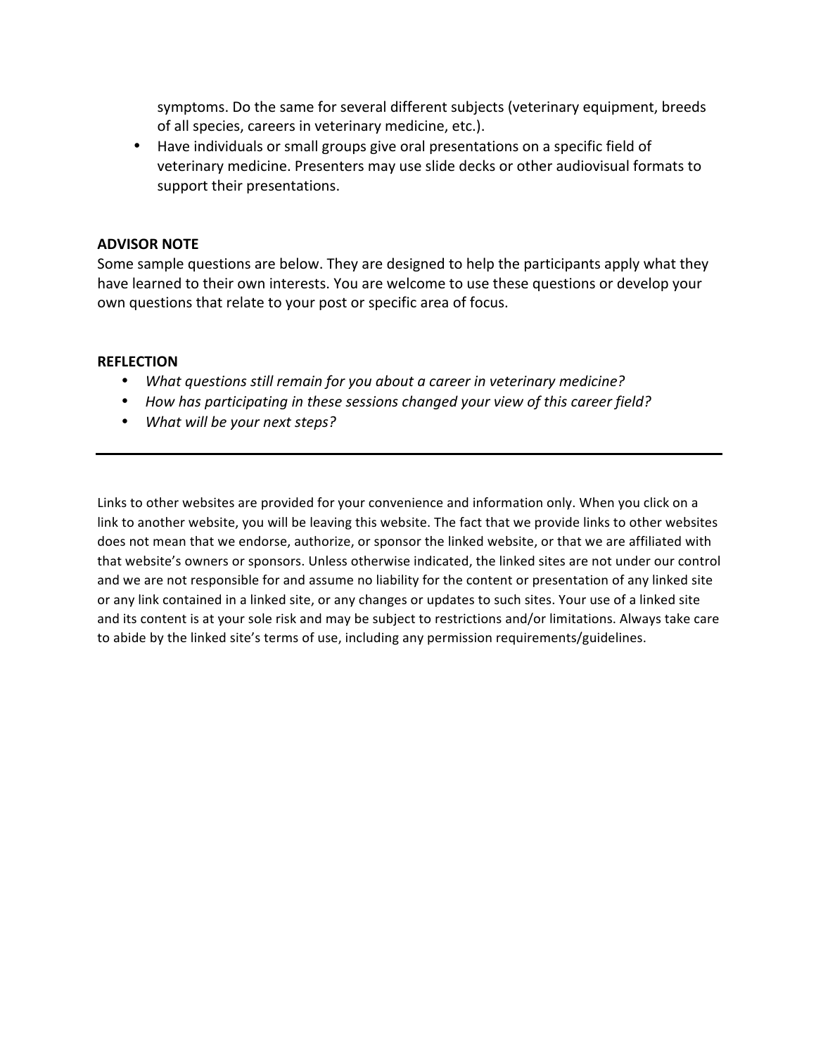symptoms. Do the same for several different subjects (veterinary equipment, breeds of all species, careers in veterinary medicine, etc.).

- Have individuals or small groups give oral presentations on a specific field of veterinary medicine. Presenters may use slide decks or other audiovisual formats to support their presentations.

**ADVISOR NOTE**

Some sample questions are below. They are designed to help the participants apply what they have learned to their own interests. You are welcome to use these questions or develop your own questions that relate to your post or specific area of focus.

**REFLECTION**

- *What questions still remain for you about a career in veterinary medicine?*
- *How has participating in these sessions changed your view of this career field?*
- *What will be your next steps?*

---

Links to other websites are provided for your convenience and information only. When you click on a link to another website, you will be leaving this website. The fact that we provide links to other websites does not mean that we endorse, authorize, or sponsor the linked website, or that we are affiliated with that website's owners or sponsors. Unless otherwise indicated, the linked sites are not under our control and we are not responsible for and assume no liability for the content or presentation of any linked site or any link contained in a linked site, or any changes or updates to such sites. Your use of a linked site and its content is at your sole risk and may be subject to restrictions and/or limitations. Always take care to abide by the linked site's terms of use, including any permission requirements/guidelines.